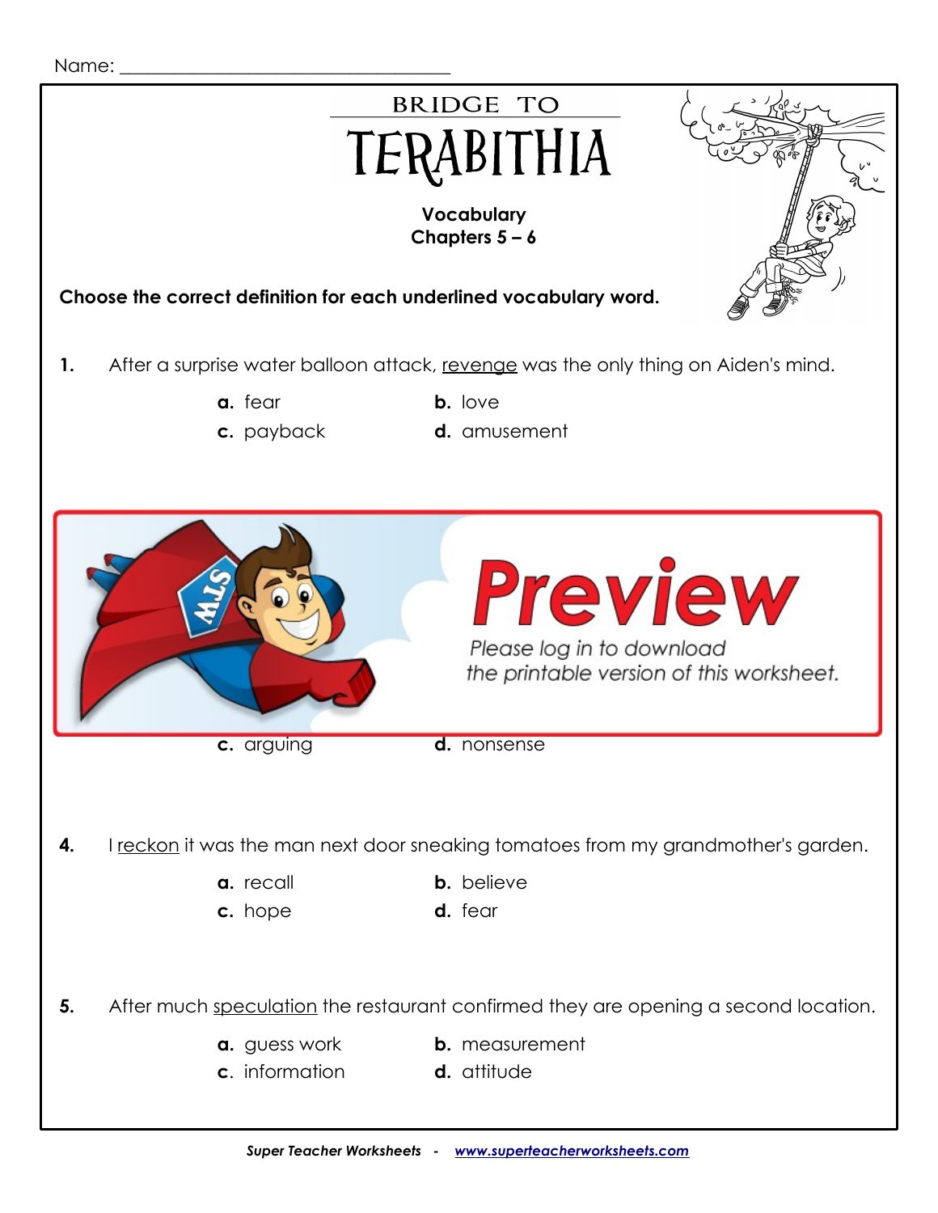Name: ___________________________________

# BRIDGE TO TERABITHIA

**Vocabulary**
**Chapters 5 – 6**

**Choose the correct definition for each underlined vocabulary word.**

**1.** After a surprise water balloon attack, revenge was the only thing on Aiden's mind.

**a.** fear **b.** love
**c.** payback **d.** amusement

Preview
Please log in to download the printable version of this worksheet.

**c.** arguing **d.** nonsense

**4.** I reckon it was the man next door sneaking tomatoes from my grandmother's garden.

**a.** recall **b.** believe
**c.** hope **d.** fear

**5.** After much speculation the restaurant confirmed they are opening a second location.

**a.** guess work **b.** measurement
**c.** information **d.** attitude